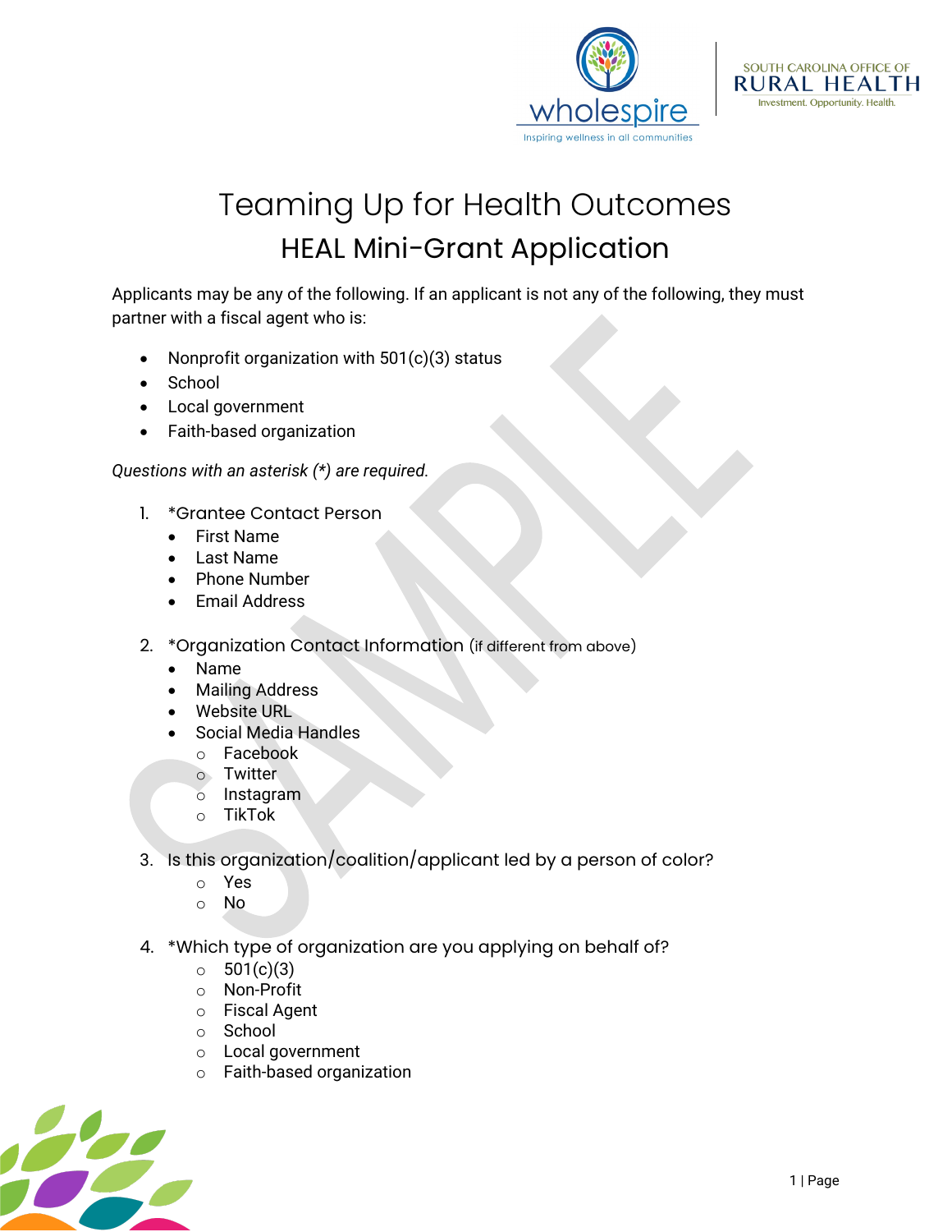# Teaming Up for Health Outcomes

## HEAL Mini-Grant Application

Applicants may be any of the following. If an applicant is not any of the following, they must partner with a fiscal agent who is:

- Nonprofit organization with 501(c)(3) status
- School
- Local government
- Faith-based organization

*Questions with an asterisk (*) are required.*

1. *Grantee Contact Person
   - First Name
   - Last Name
   - Phone Number
   - Email Address

2. *Organization Contact Information (if different from above)
   - Name
   - Mailing Address
   - Website URL
   - Social Media Handles
     - Facebook
     - Twitter
     - Instagram
     - TikTok

3. Is this organization/coalition/applicant led by a person of color?
   - Yes
   - No

4. *Which type of organization are you applying on behalf of?
   - 501(c)(3)
   - Non-Profit
   - Fiscal Agent
   - School
   - Local government
   - Faith-based organization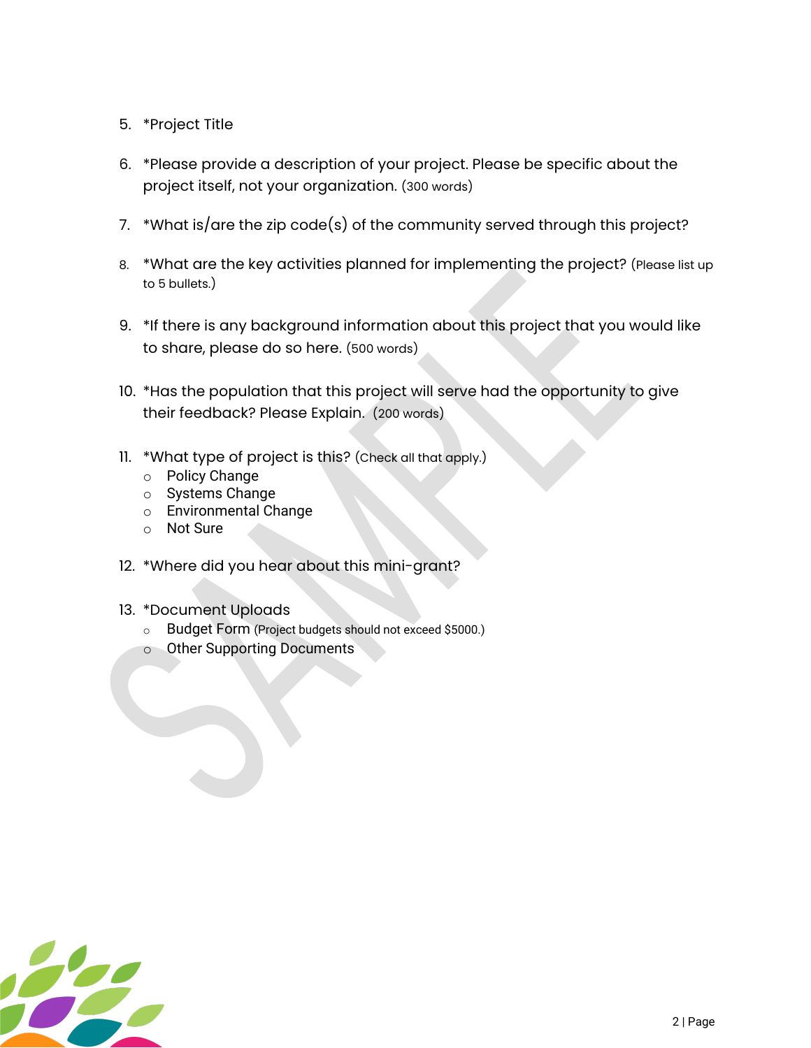5. *Project Title

6. *Please provide a description of your project. Please be specific about the project itself, not your organization. (300 words)

7. *What is/are the zip code(s) of the community served through this project?

8. *What are the key activities planned for implementing the project? (Please list up to 5 bullets.)

9. *If there is any background information about this project that you would like to share, please do so here. (500 words)

10. *Has the population that this project will serve had the opportunity to give their feedback? Please Explain. (200 words)

11. *What type of project is this? (Check all that apply.)
    - Policy Change
    - Systems Change
    - Environmental Change
    - Not Sure

12. *Where did you hear about this mini-grant?

13. *Document Uploads
    - Budget Form (Project budgets should not exceed $5000.)
    - Other Supporting Documents